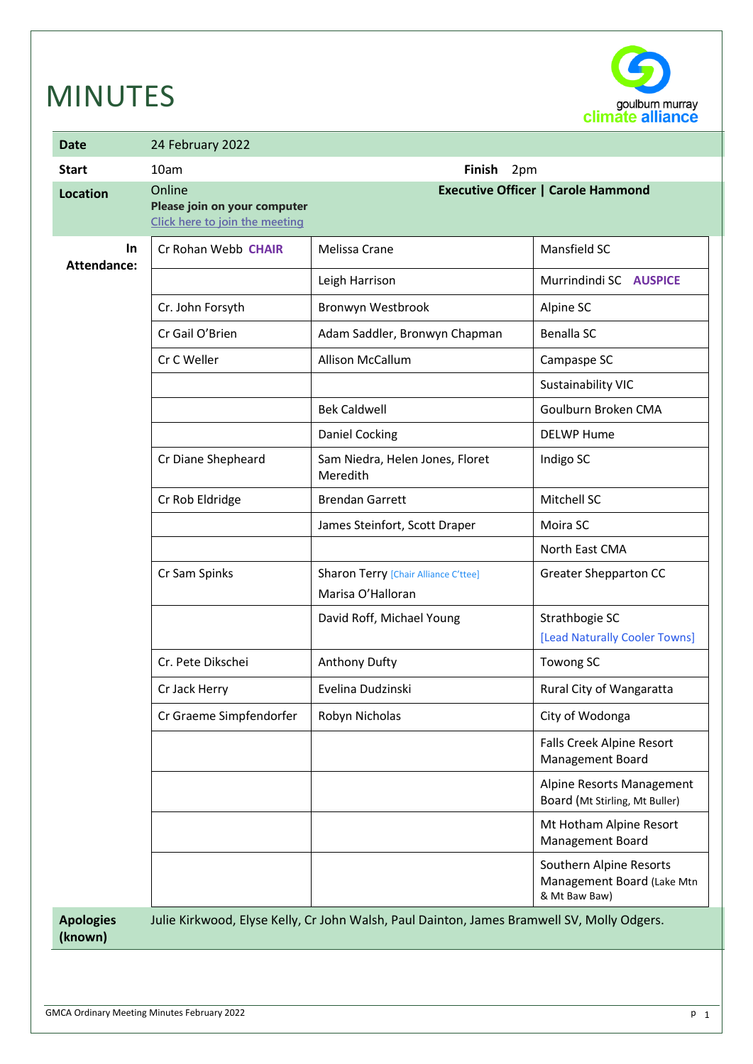# MINUTES

goulburn murray climate alliance

| | | | |
|---|---|---|---|
| **Date** | 24 February 2022 | | |
| **Start** | 10am | **Finish** | 2pm |
| **Location** | Online<br>**Please join on your computer**<br>Click here to join the meeting | **Executive Officer \| Carole Hammond** | |

| **In Attendance:** | | | |
|---|---|---|---|
| | Cr Rohan Webb **CHAIR** | Melissa Crane | Mansfield SC |
| | | Leigh Harrison | Murrindindi SC **AUSPICE** |
| | Cr. John Forsyth | Bronwyn Westbrook | Alpine SC |
| | Cr Gail O'Brien | Adam Saddler, Bronwyn Chapman | Benalla SC |
| | Cr C Weller | Allison McCallum | Campaspe SC |
| | | | Sustainability VIC |
| | | Bek Caldwell | Goulburn Broken CMA |
| | | Daniel Cocking | DELWP Hume |
| | Cr Diane Shepheard | Sam Niedra, Helen Jones, Floret Meredith | Indigo SC |
| | Cr Rob Eldridge | Brendan Garrett | Mitchell SC |
| | | James Steinfort, Scott Draper | Moira SC |
| | | | North East CMA |
| | Cr Sam Spinks | Sharon Terry [Chair Alliance C'ttee]<br>Marisa O'Halloran | Greater Shepparton CC |
| | | David Roff, Michael Young | Strathbogie SC<br>[Lead Naturally Cooler Towns] |
| | Cr. Pete Dikschei | Anthony Dufty | Towong SC |
| | Cr Jack Herry | Evelina Dudzinski | Rural City of Wangaratta |
| | Cr Graeme Simpfendorfer | Robyn Nicholas | City of Wodonga |
| | | | Falls Creek Alpine Resort Management Board |
| | | | Alpine Resorts Management Board (Mt Stirling, Mt Buller) |
| | | | Mt Hotham Alpine Resort Management Board |
| | | | Southern Alpine Resorts Management Board (Lake Mtn & Mt Baw Baw) |

| | |
|---|---|
| **Apologies (known)** | Julie Kirkwood, Elyse Kelly, Cr John Walsh, Paul Dainton, James Bramwell SV, Molly Odgers. |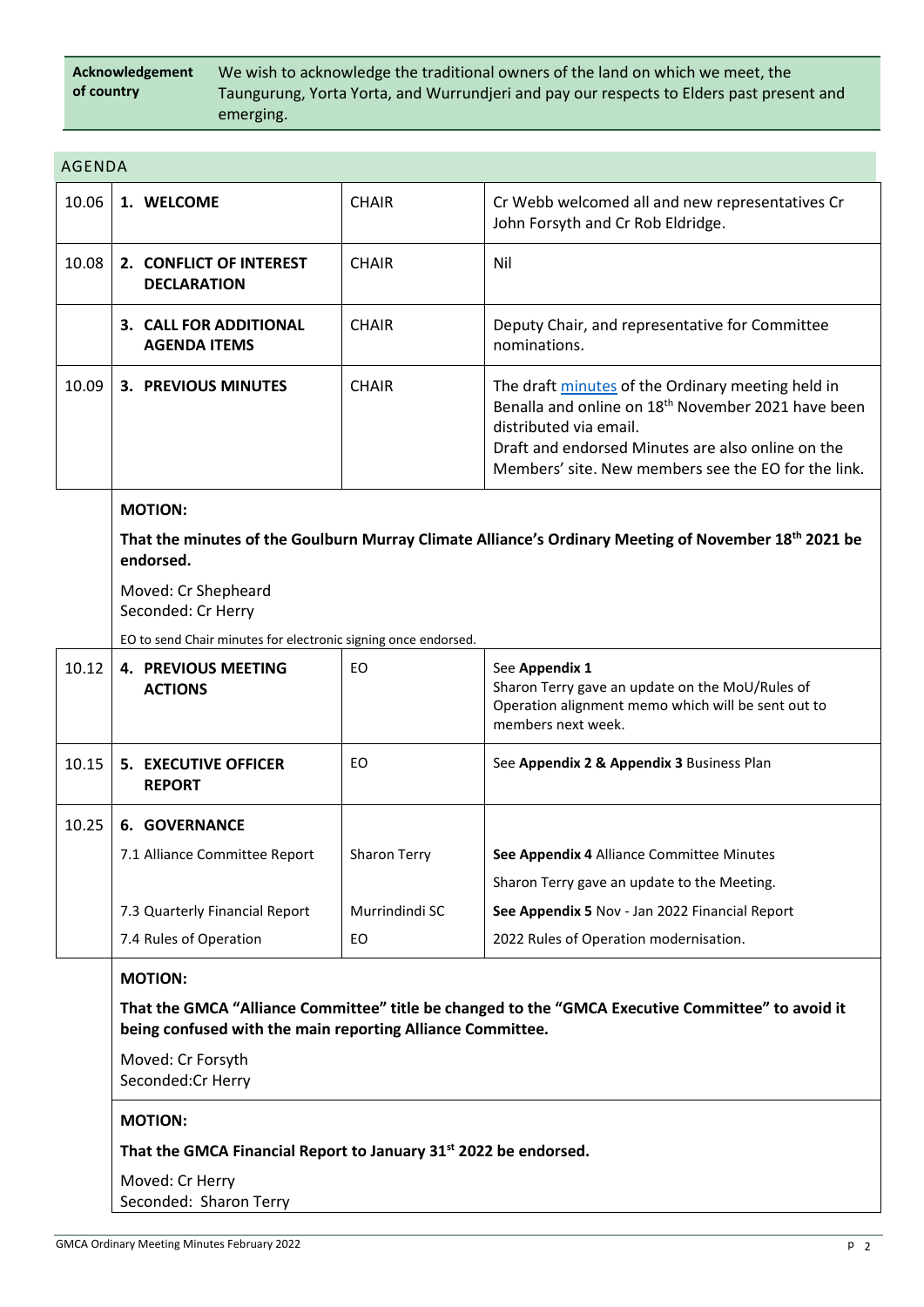| | |
|---|---|
| **Acknowledgement of country** | We wish to acknowledge the traditional owners of the land on which we meet, the Taungurung, Yorta Yorta, and Wurrundjeri and pay our respects to Elders past present and emerging. |

AGENDA

| | | | |
|---|---|---|---|
| 10.06 | **1. WELCOME** | CHAIR | Cr Webb welcomed all and new representatives Cr John Forsyth and Cr Rob Eldridge. |
| 10.08 | **2. CONFLICT OF INTEREST DECLARATION** | CHAIR | Nil |
| | **3. CALL FOR ADDITIONAL AGENDA ITEMS** | CHAIR | Deputy Chair, and representative for Committee nominations. |
| 10.09 | **3. PREVIOUS MINUTES** | CHAIR | The draft minutes of the Ordinary meeting held in Benalla and online on 18th November 2021 have been distributed via email. Draft and endorsed Minutes are also online on the Members' site. New members see the EO for the link. |

**MOTION:**

**That the minutes of the Goulburn Murray Climate Alliance's Ordinary Meeting of November 18th 2021 be endorsed.**

Moved: Cr Shepheard
Seconded: Cr Herry

EO to send Chair minutes for electronic signing once endorsed.

| | | | |
|---|---|---|---|
| 10.12 | **4. PREVIOUS MEETING ACTIONS** | EO | See **Appendix 1** Sharon Terry gave an update on the MoU/Rules of Operation alignment memo which will be sent out to members next week. |
| 10.15 | **5. EXECUTIVE OFFICER REPORT** | EO | See **Appendix 2 & Appendix 3** Business Plan |
| 10.25 | **6. GOVERNANCE** | | |
| | 7.1 Alliance Committee Report | Sharon Terry | **See Appendix 4** Alliance Committee Minutes<br>Sharon Terry gave an update to the Meeting. |
| | 7.3 Quarterly Financial Report | Murrindindi SC | **See Appendix 5** Nov - Jan 2022 Financial Report |
| | 7.4 Rules of Operation | EO | 2022 Rules of Operation modernisation. |

**MOTION:**

**That the GMCA "Alliance Committee" title be changed to the "GMCA Executive Committee" to avoid it being confused with the main reporting Alliance Committee.**

Moved: Cr Forsyth
Seconded:Cr Herry

**MOTION:**

**That the GMCA Financial Report to January 31st 2022 be endorsed.**

Moved: Cr Herry
Seconded: Sharon Terry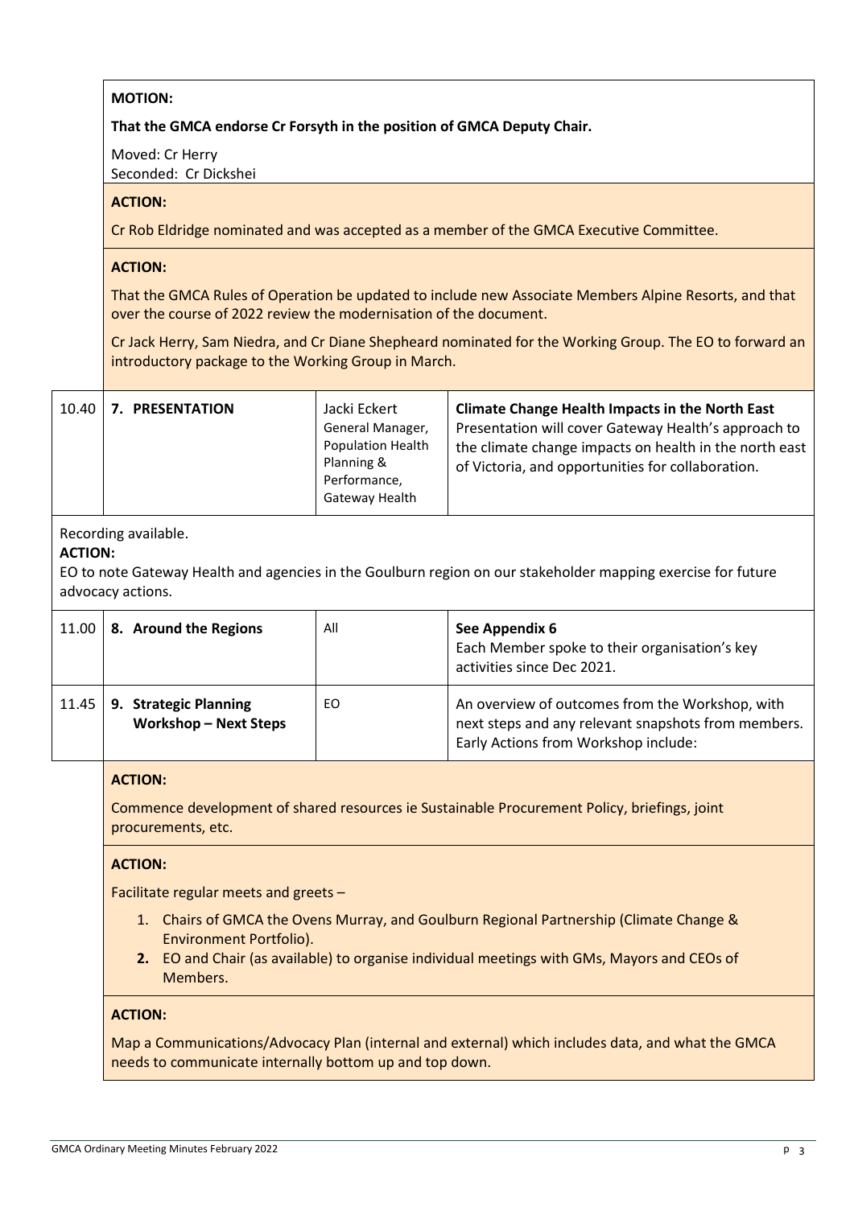**MOTION:**

**That the GMCA endorse Cr Forsyth in the position of GMCA Deputy Chair.**

Moved: Cr Herry
Seconded: Cr Dickshei

**ACTION:**

Cr Rob Eldridge nominated and was accepted as a member of the GMCA Executive Committee.

**ACTION:**

That the GMCA Rules of Operation be updated to include new Associate Members Alpine Resorts, and that over the course of 2022 review the modernisation of the document.

Cr Jack Herry, Sam Niedra, and Cr Diane Shepheard nominated for the Working Group. The EO to forward an introductory package to the Working Group in March.

| | | | |
|---|---|---|---|
| 10.40 | **7. PRESENTATION** | Jacki Eckert General Manager, Population Health Planning & Performance, Gateway Health | **Climate Change Health Impacts in the North East** Presentation will cover Gateway Health's approach to the climate change impacts on health in the north east of Victoria, and opportunities for collaboration. |

Recording available.

**ACTION:**

EO to note Gateway Health and agencies in the Goulburn region on our stakeholder mapping exercise for future advocacy actions.

| | | | |
|---|---|---|---|
| 11.00 | **8. Around the Regions** | All | **See Appendix 6** Each Member spoke to their organisation's key activities since Dec 2021. |
| 11.45 | **9. Strategic Planning Workshop – Next Steps** | EO | An overview of outcomes from the Workshop, with next steps and any relevant snapshots from members. Early Actions from Workshop include: |

**ACTION:**

Commence development of shared resources ie Sustainable Procurement Policy, briefings, joint procurements, etc.

**ACTION:**

Facilitate regular meets and greets –

1. Chairs of GMCA the Ovens Murray, and Goulburn Regional Partnership (Climate Change & Environment Portfolio).
2. EO and Chair (as available) to organise individual meetings with GMs, Mayors and CEOs of Members.

**ACTION:**

Map a Communications/Advocacy Plan (internal and external) which includes data, and what the GMCA needs to communicate internally bottom up and top down.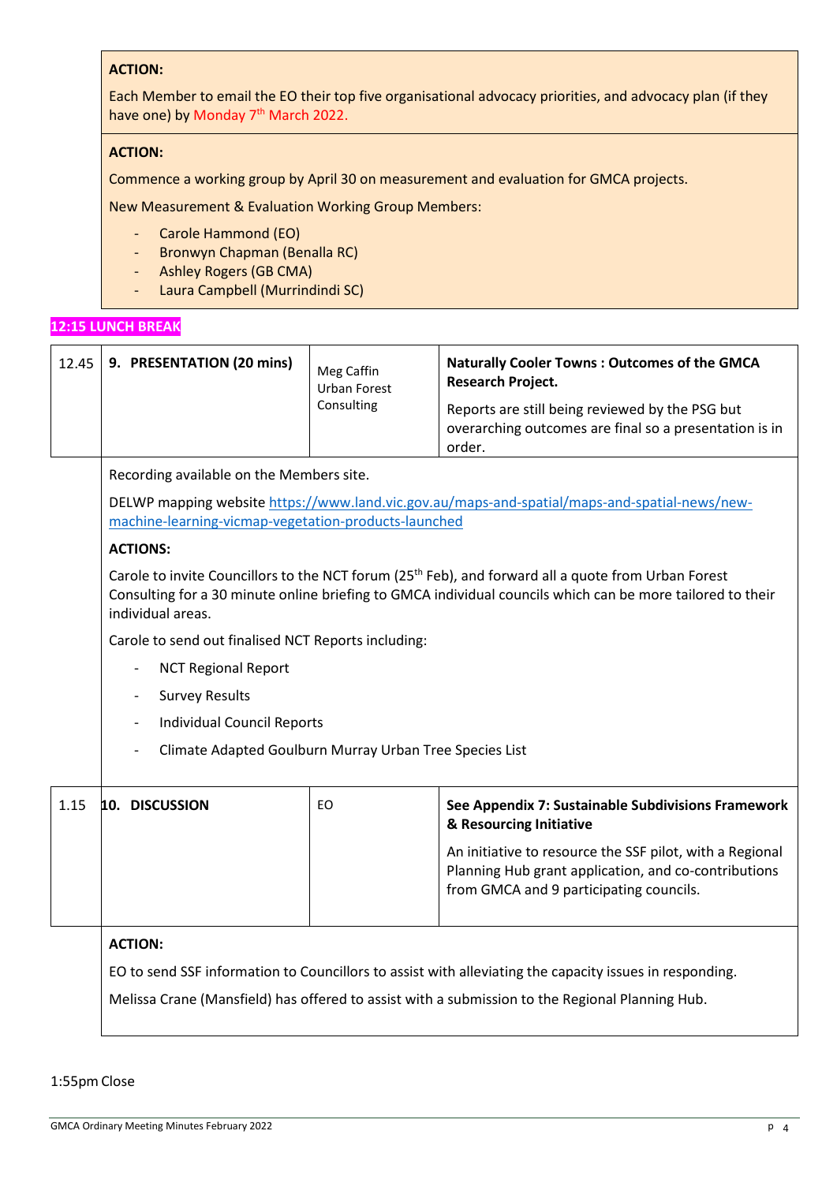**ACTION:**

Each Member to email the EO their top five organisational advocacy priorities, and advocacy plan (if they have one) by Monday 7th March 2022.

**ACTION:**

Commence a working group by April 30 on measurement and evaluation for GMCA projects.

New Measurement & Evaluation Working Group Members:

- Carole Hammond (EO)
- Bronwyn Chapman (Benalla RC)
- Ashley Rogers (GB CMA)
- Laura Campbell (Murrindindi SC)

**12:15 LUNCH BREAK**

| | | | |
|---|---|---|---|
| 12.45 | **9. PRESENTATION (20 mins)** | Meg Caffin Urban Forest Consulting | **Naturally Cooler Towns : Outcomes of the GMCA Research Project.** Reports are still being reviewed by the PSG but overarching outcomes are final so a presentation is in order. |

Recording available on the Members site.

DELWP mapping website https://www.land.vic.gov.au/maps-and-spatial/maps-and-spatial-news/new-machine-learning-vicmap-vegetation-products-launched

**ACTIONS:**

Carole to invite Councillors to the NCT forum (25th Feb), and forward all a quote from Urban Forest Consulting for a 30 minute online briefing to GMCA individual councils which can be more tailored to their individual areas.

Carole to send out finalised NCT Reports including:

- NCT Regional Report
- Survey Results
- Individual Council Reports
- Climate Adapted Goulburn Murray Urban Tree Species List

| | | | |
|---|---|---|---|
| 1.15 | **10. DISCUSSION** | EO | **See Appendix 7: Sustainable Subdivisions Framework & Resourcing Initiative** An initiative to resource the SSF pilot, with a Regional Planning Hub grant application, and co-contributions from GMCA and 9 participating councils. |

**ACTION:**

EO to send SSF information to Councillors to assist with alleviating the capacity issues in responding.

Melissa Crane (Mansfield) has offered to assist with a submission to the Regional Planning Hub.

1:55pm Close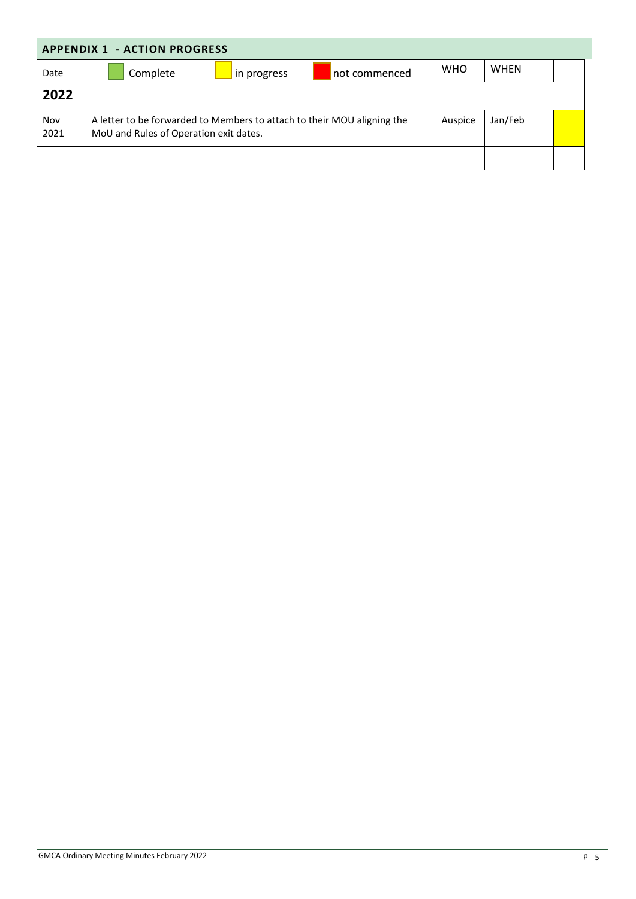## APPENDIX 1 - ACTION PROGRESS

| Date | Complete / in progress / not commenced | WHO | WHEN | |
|---|---|---|---|---|
| **2022** | | | | |
| Nov 2021 | A letter to be forwarded to Members to attach to their MOU aligning the MoU and Rules of Operation exit dates. | Auspice | Jan/Feb | in progress |
| | | | | |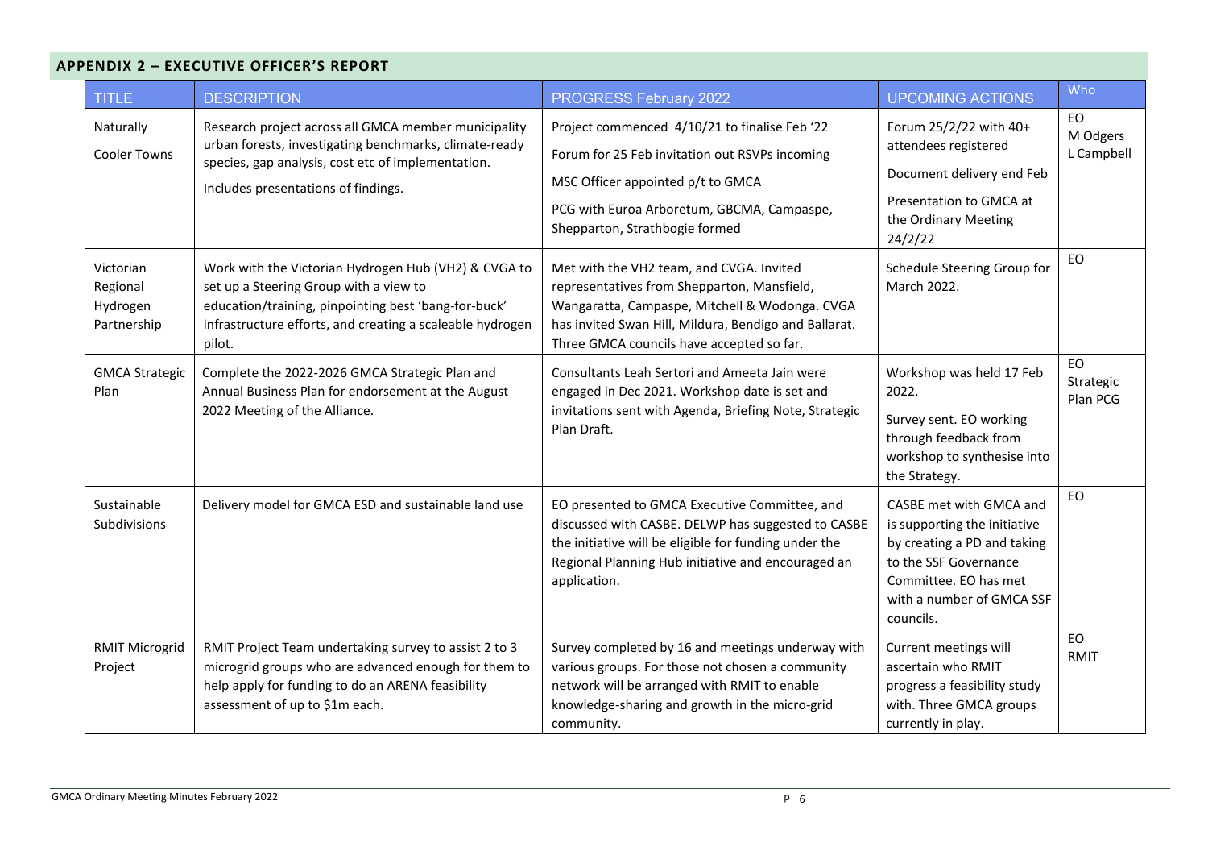## APPENDIX 2 – EXECUTIVE OFFICER'S REPORT

| TITLE | DESCRIPTION | PROGRESS February 2022 | UPCOMING ACTIONS | Who |
|---|---|---|---|---|
| Naturally Cooler Towns | Research project across all GMCA member municipality urban forests, investigating benchmarks, climate-ready species, gap analysis, cost etc of implementation. Includes presentations of findings. | Project commenced 4/10/21 to finalise Feb '22 Forum for 25 Feb invitation out RSVPs incoming MSC Officer appointed p/t to GMCA PCG with Euroa Arboretum, GBCMA, Campaspe, Shepparton, Strathbogie formed | Forum 25/2/22 with 40+ attendees registered Document delivery end Feb Presentation to GMCA at the Ordinary Meeting 24/2/22 | EO M Odgers L Campbell |
| Victorian Regional Hydrogen Partnership | Work with the Victorian Hydrogen Hub (VH2) & CVGA to set up a Steering Group with a view to education/training, pinpointing best 'bang-for-buck' infrastructure efforts, and creating a scaleable hydrogen pilot. | Met with the VH2 team, and CVGA. Invited representatives from Shepparton, Mansfield, Wangaratta, Campaspe, Mitchell & Wodonga. CVGA has invited Swan Hill, Mildura, Bendigo and Ballarat. Three GMCA councils have accepted so far. | Schedule Steering Group for March 2022. | EO |
| GMCA Strategic Plan | Complete the 2022-2026 GMCA Strategic Plan and Annual Business Plan for endorsement at the August 2022 Meeting of the Alliance. | Consultants Leah Sertori and Ameeta Jain were engaged in Dec 2021. Workshop date is set and invitations sent with Agenda, Briefing Note, Strategic Plan Draft. | Workshop was held 17 Feb 2022. Survey sent. EO working through feedback from workshop to synthesise into the Strategy. | EO Strategic Plan PCG |
| Sustainable Subdivisions | Delivery model for GMCA ESD and sustainable land use | EO presented to GMCA Executive Committee, and discussed with CASBE. DELWP has suggested to CASBE the initiative will be eligible for funding under the Regional Planning Hub initiative and encouraged an application. | CASBE met with GMCA and is supporting the initiative by creating a PD and taking to the SSF Governance Committee. EO has met with a number of GMCA SSF councils. | EO |
| RMIT Microgrid Project | RMIT Project Team undertaking survey to assist 2 to 3 microgrid groups who are advanced enough for them to help apply for funding to do an ARENA feasibility assessment of up to $1m each. | Survey completed by 16 and meetings underway with various groups. For those not chosen a community network will be arranged with RMIT to enable knowledge-sharing and growth in the micro-grid community. | Current meetings will ascertain who RMIT progress a feasibility study with. Three GMCA groups currently in play. | EO RMIT |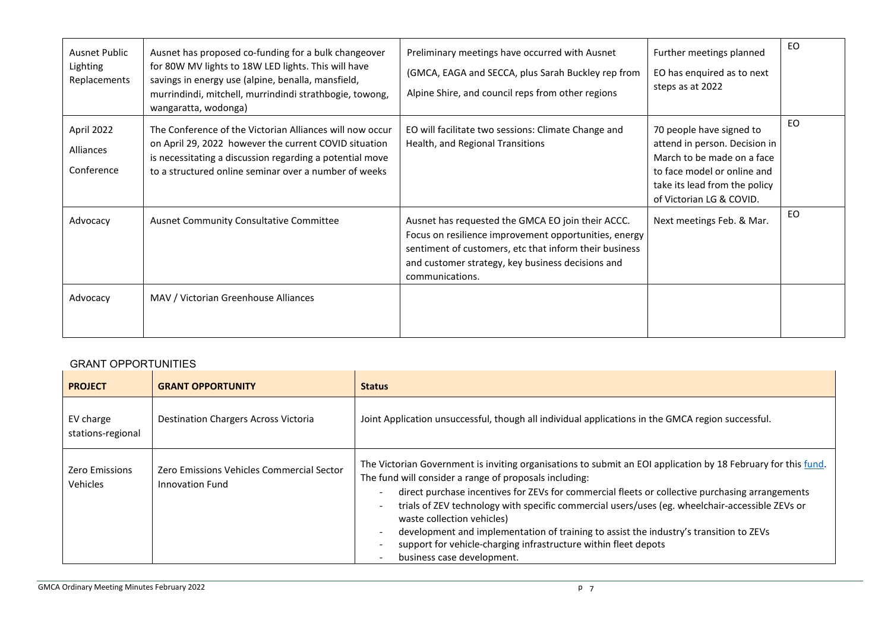| | | | | |
|---|---|---|---|---|
| Ausnet Public Lighting Replacements | Ausnet has proposed co-funding for a bulk changeover for 80W MV lights to 18W LED lights. This will have savings in energy use (alpine, benalla, mansfield, murrindindi, mitchell, murrindindi strathbogie, towong, wangaratta, wodonga) | Preliminary meetings have occurred with Ausnet (GMCA, EAGA and SECCA, plus Sarah Buckley rep from Alpine Shire, and council reps from other regions | Further meetings planned<br>EO has enquired as to next steps as at 2022 | EO |
| April 2022 Alliances Conference | The Conference of the Victorian Alliances will now occur on April 29, 2022 however the current COVID situation is necessitating a discussion regarding a potential move to a structured online seminar over a number of weeks | EO will facilitate two sessions: Climate Change and Health, and Regional Transitions | 70 people have signed to attend in person. Decision in March to be made on a face to face model or online and take its lead from the policy of Victorian LG & COVID. | EO |
| Advocacy | Ausnet Community Consultative Committee | Ausnet has requested the GMCA EO join their ACCC. Focus on resilience improvement opportunities, energy sentiment of customers, etc that inform their business and customer strategy, key business decisions and communications. | Next meetings Feb. & Mar. | EO |
| Advocacy | MAV / Victorian Greenhouse Alliances | | | |

## GRANT OPPORTUNITIES

| PROJECT | GRANT OPPORTUNITY | Status |
|---|---|---|
| EV charge stations-regional | Destination Chargers Across Victoria | Joint Application unsuccessful, though all individual applications in the GMCA region successful. |
| Zero Emissions Vehicles | Zero Emissions Vehicles Commercial Sector Innovation Fund | The Victorian Government is inviting organisations to submit an EOI application by 18 February for this fund. The fund will consider a range of proposals including:<br>- direct purchase incentives for ZEVs for commercial fleets or collective purchasing arrangements<br>- trials of ZEV technology with specific commercial users/uses (eg. wheelchair-accessible ZEVs or waste collection vehicles)<br>- development and implementation of training to assist the industry's transition to ZEVs<br>- support for vehicle-charging infrastructure within fleet depots<br>- business case development. |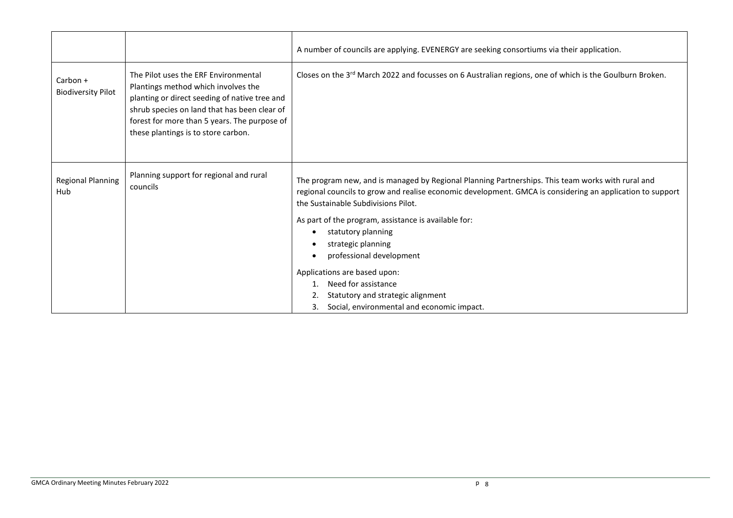| | | |
|---|---|---|
| | | A number of councils are applying. EVENERGY are seeking consortiums via their application. |
| Carbon + Biodiversity Pilot | The Pilot uses the ERF Environmental Plantings method which involves the planting or direct seeding of native tree and shrub species on land that has been clear of forest for more than 5 years. The purpose of these plantings is to store carbon. | Closes on the 3rd March 2022 and focusses on 6 Australian regions, one of which is the Goulburn Broken. |
| Regional Planning Hub | Planning support for regional and rural councils | The program new, and is managed by Regional Planning Partnerships. This team works with rural and regional councils to grow and realise economic development. GMCA is considering an application to support the Sustainable Subdivisions Pilot.<br><br>As part of the program, assistance is available for:<br>• statutory planning<br>• strategic planning<br>• professional development<br><br>Applications are based upon:<br>1. Need for assistance<br>2. Statutory and strategic alignment<br>3. Social, environmental and economic impact. |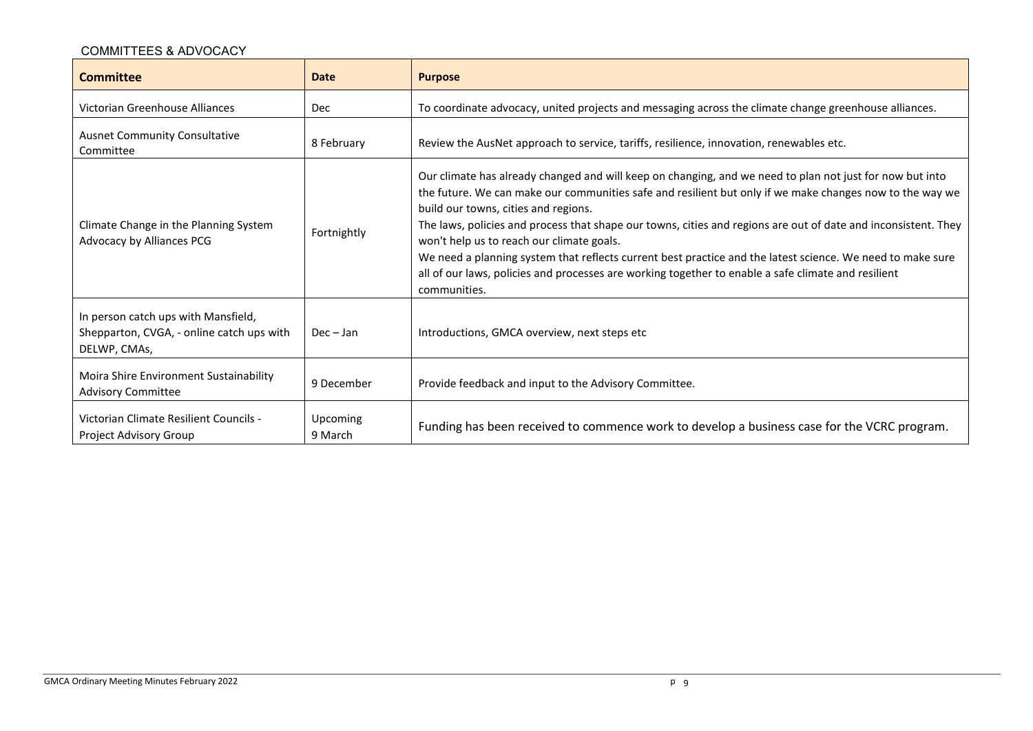COMMITTEES & ADVOCACY

| Committee | Date | Purpose |
|---|---|---|
| Victorian Greenhouse Alliances | Dec | To coordinate advocacy, united projects and messaging across the climate change greenhouse alliances. |
| Ausnet Community Consultative Committee | 8 February | Review the AusNet approach to service, tariffs, resilience, innovation, renewables etc. |
| Climate Change in the Planning System Advocacy by Alliances PCG | Fortnightly | Our climate has already changed and will keep on changing, and we need to plan not just for now but into the future. We can make our communities safe and resilient but only if we make changes now to the way we build our towns, cities and regions.<br>The laws, policies and process that shape our towns, cities and regions are out of date and inconsistent. They won't help us to reach our climate goals.<br>We need a planning system that reflects current best practice and the latest science. We need to make sure all of our laws, policies and processes are working together to enable a safe climate and resilient communities. |
| In person catch ups with Mansfield, Shepparton, CVGA, - online catch ups with DELWP, CMAs, | Dec – Jan | Introductions, GMCA overview, next steps etc |
| Moira Shire Environment Sustainability Advisory Committee | 9 December | Provide feedback and input to the Advisory Committee. |
| Victorian Climate Resilient Councils - Project Advisory Group | Upcoming 9 March | Funding has been received to commence work to develop a business case for the VCRC program. |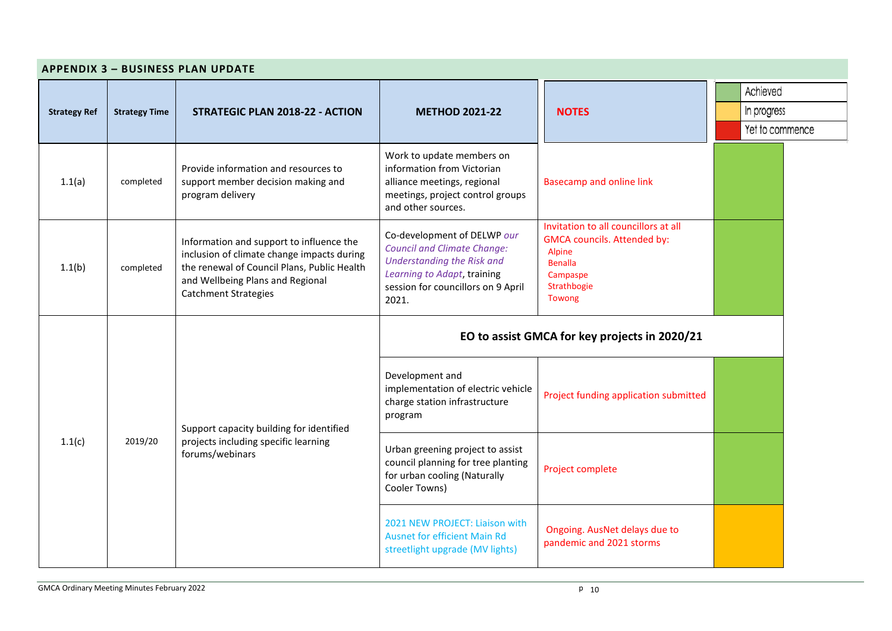## APPENDIX 3 – BUSINESS PLAN UPDATE

| Strategy Ref | Strategy Time | STRATEGIC PLAN 2018-22 - ACTION | METHOD 2021-22 | NOTES | Achieved / In progress / Yet to commence |
|---|---|---|---|---|---|
| 1.1(a) | completed | Provide information and resources to support member decision making and program delivery | Work to update members on information from Victorian alliance meetings, regional meetings, project control groups and other sources. | Basecamp and online link | Achieved |
| 1.1(b) | completed | Information and support to influence the inclusion of climate change impacts during the renewal of Council Plans, Public Health and Wellbeing Plans and Regional Catchment Strategies | Co-development of DELWP *our Council and Climate Change: Understanding the Risk and Learning to Adapt*, training session for councillors on 9 April 2021. | Invitation to all councillors at all GMCA councils. Attended by: Alpine, Benalla, Campaspe, Strathbogie, Towong | Achieved |
| 1.1(c) | 2019/20 | Support capacity building for identified projects including specific learning forums/webinars | **EO to assist GMCA for key projects in 2020/21** | | |
| | | | Development and implementation of electric vehicle charge station infrastructure program | Project funding application submitted | Achieved |
| | | | Urban greening project to assist council planning for tree planting for urban cooling (Naturally Cooler Towns) | Project complete | Achieved |
| | | | 2021 NEW PROJECT: Liaison with Ausnet for efficient Main Rd streetlight upgrade (MV lights) | Ongoing. AusNet delays due to pandemic and 2021 storms | In progress |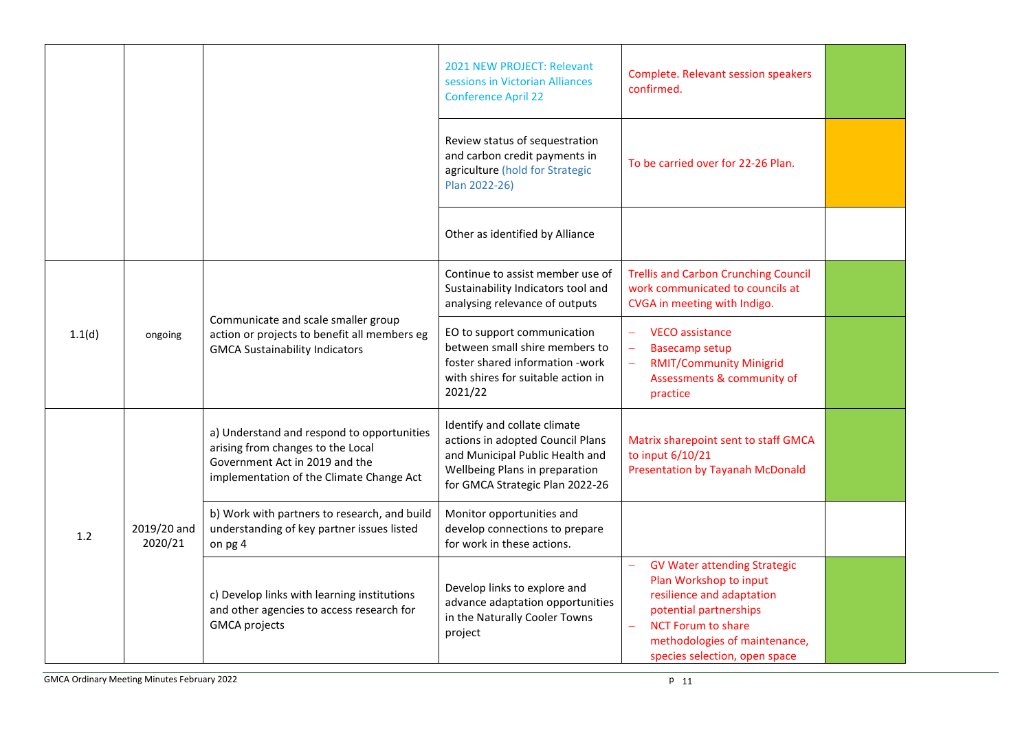| | | | | | |
|---|---|---|---|---|---|
| | | | 2021 NEW PROJECT: Relevant sessions in Victorian Alliances Conference April 22 | Complete. Relevant session speakers confirmed. | |
| | | | Review status of sequestration and carbon credit payments in agriculture (hold for Strategic Plan 2022-26) | To be carried over for 22-26 Plan. | |
| | | | Other as identified by Alliance | | |
| 1.1(d) | ongoing | Communicate and scale smaller group action or projects to benefit all members eg GMCA Sustainability Indicators | Continue to assist member use of Sustainability Indicators tool and analysing relevance of outputs | Trellis and Carbon Crunching Council work communicated to councils at CVGA in meeting with Indigo. | |
| | | | EO to support communication between small shire members to foster shared information -work with shires for suitable action in 2021/22 | – VECO assistance<br>– Basecamp setup<br>– RMIT/Community Minigrid Assessments & community of practice | |
| 1.2 | 2019/20 and 2020/21 | a) Understand and respond to opportunities arising from changes to the Local Government Act in 2019 and the implementation of the Climate Change Act | Identify and collate climate actions in adopted Council Plans and Municipal Public Health and Wellbeing Plans in preparation for GMCA Strategic Plan 2022-26 | Matrix sharepoint sent to staff GMCA to input 6/10/21<br>Presentation by Tayanah McDonald | |
| | | b) Work with partners to research, and build understanding of key partner issues listed on pg 4 | Monitor opportunities and develop connections to prepare for work in these actions. | | |
| | | c) Develop links with learning institutions and other agencies to access research for GMCA projects | Develop links to explore and advance adaptation opportunities in the Naturally Cooler Towns project | – GV Water attending Strategic Plan Workshop to input resilience and adaptation potential partnerships<br>– NCT Forum to share methodologies of maintenance, species selection, open space | |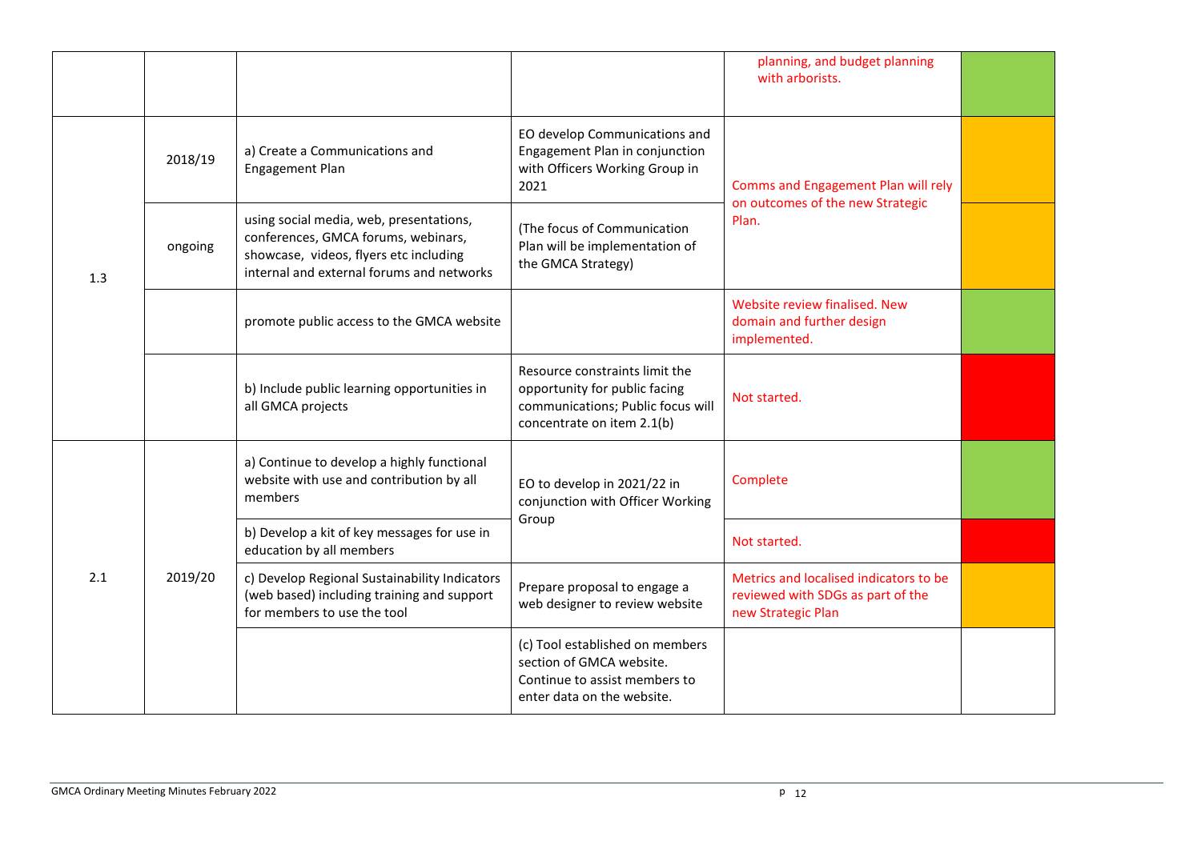| | | | | | |
|---|---|---|---|---|---|
| | | | | planning, and budget planning with arborists. | |
| 1.3 | 2018/19 | a) Create a Communications and Engagement Plan | EO develop Communications and Engagement Plan in conjunction with Officers Working Group in 2021 | Comms and Engagement Plan will rely on outcomes of the new Strategic Plan. | |
| | ongoing | using social media, web, presentations, conferences, GMCA forums, webinars, showcase, videos, flyers etc including internal and external forums and networks | (The focus of Communication Plan will be implementation of the GMCA Strategy) | | |
| | | promote public access to the GMCA website | | Website review finalised. New domain and further design implemented. | |
| | | b) Include public learning opportunities in all GMCA projects | Resource constraints limit the opportunity for public facing communications; Public focus will concentrate on item 2.1(b) | Not started. | |
| 2.1 | 2019/20 | a) Continue to develop a highly functional website with use and contribution by all members | EO to develop in 2021/22 in conjunction with Officer Working Group | Complete | |
| | | b) Develop a kit of key messages for use in education by all members | | Not started. | |
| | | c) Develop Regional Sustainability Indicators (web based) including training and support for members to use the tool | Prepare proposal to engage a web designer to review website | Metrics and localised indicators to be reviewed with SDGs as part of the new Strategic Plan | |
| | | | (c) Tool established on members section of GMCA website. Continue to assist members to enter data on the website. | | |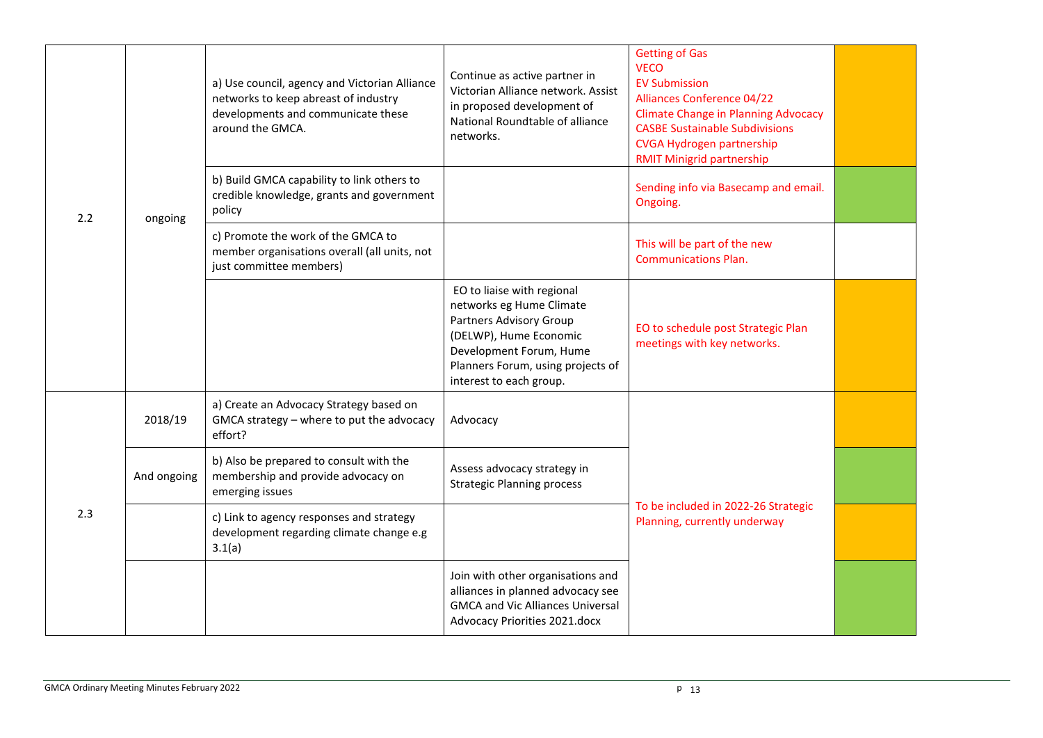| | | | | | |
|---|---|---|---|---|---|
| 2.2 | ongoing | a) Use council, agency and Victorian Alliance networks to keep abreast of industry developments and communicate these around the GMCA. | Continue as active partner in Victorian Alliance network. Assist in proposed development of National Roundtable of alliance networks. | Getting of Gas<br>VECO<br>EV Submission<br>Alliances Conference 04/22<br>Climate Change in Planning Advocacy<br>CASBE Sustainable Subdivisions<br>CVGA Hydrogen partnership<br>RMIT Minigrid partnership | |
| | | b) Build GMCA capability to link others to credible knowledge, grants and government policy | | Sending info via Basecamp and email. Ongoing. | |
| | | c) Promote the work of the GMCA to member organisations overall (all units, not just committee members) | | This will be part of the new Communications Plan. | |
| | | | EO to liaise with regional networks eg Hume Climate Partners Advisory Group (DELWP), Hume Economic Development Forum, Hume Planners Forum, using projects of interest to each group. | EO to schedule post Strategic Plan meetings with key networks. | |
| 2.3 | 2018/19 | a) Create an Advocacy Strategy based on GMCA strategy – where to put the advocacy effort? | Advocacy | To be included in 2022-26 Strategic Planning, currently underway | |
| | And ongoing | b) Also be prepared to consult with the membership and provide advocacy on emerging issues | Assess advocacy strategy in Strategic Planning process | | |
| | | c) Link to agency responses and strategy development regarding climate change e.g 3.1(a) | | | |
| | | | Join with other organisations and alliances in planned advocacy see GMCA and Vic Alliances Universal Advocacy Priorities 2021.docx | | |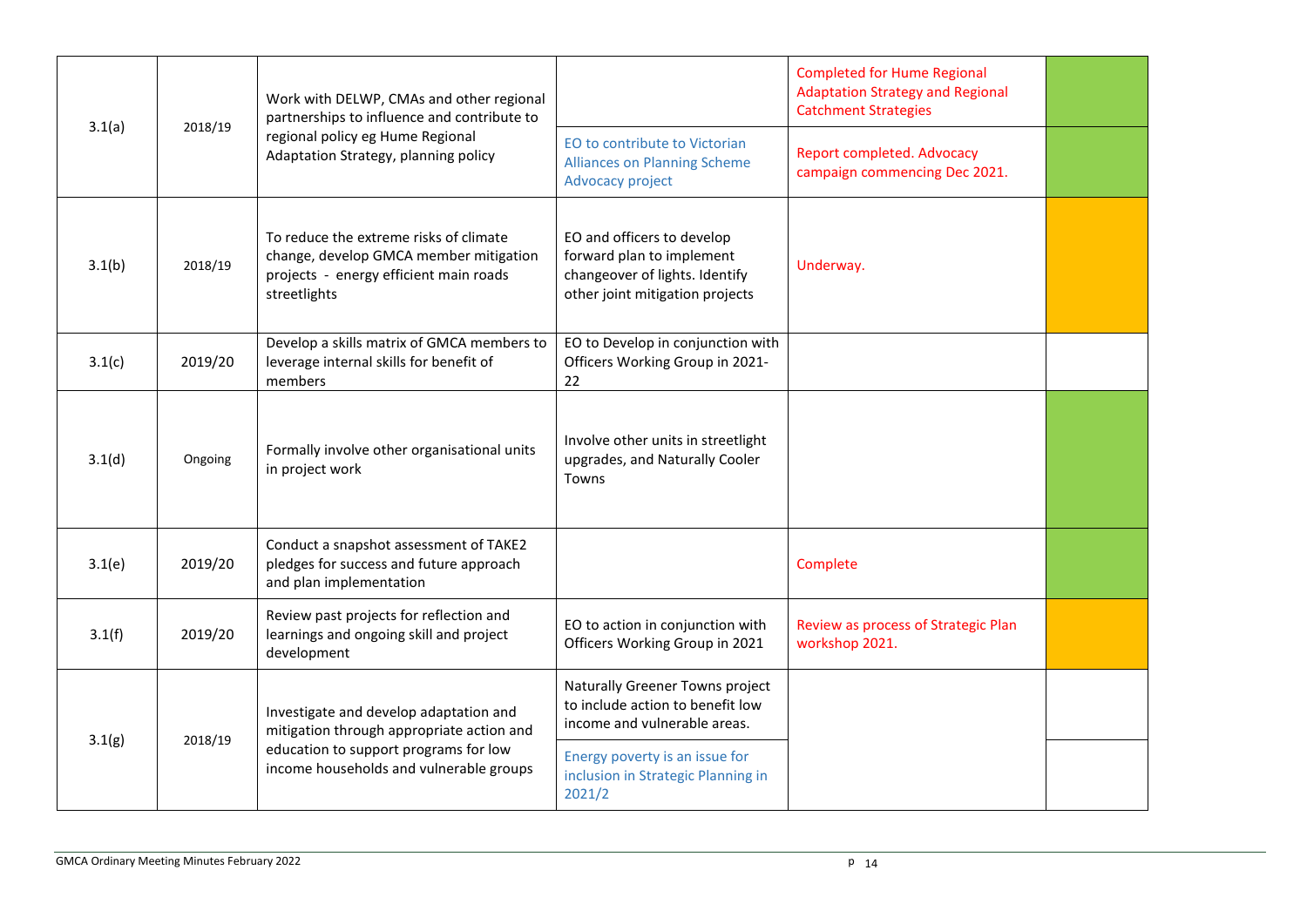| | | | | | |
|---|---|---|---|---|---|
| 3.1(a) | 2018/19 | Work with DELWP, CMAs and other regional partnerships to influence and contribute to regional policy eg Hume Regional Adaptation Strategy, planning policy | | Completed for Hume Regional Adaptation Strategy and Regional Catchment Strategies | |
| | | | EO to contribute to Victorian Alliances on Planning Scheme Advocacy project | Report completed. Advocacy campaign commencing Dec 2021. | |
| 3.1(b) | 2018/19 | To reduce the extreme risks of climate change, develop GMCA member mitigation projects - energy efficient main roads streetlights | EO and officers to develop forward plan to implement changeover of lights. Identify other joint mitigation projects | Underway. | |
| 3.1(c) | 2019/20 | Develop a skills matrix of GMCA members to leverage internal skills for benefit of members | EO to Develop in conjunction with Officers Working Group in 2021-22 | | |
| 3.1(d) | Ongoing | Formally involve other organisational units in project work | Involve other units in streetlight upgrades, and Naturally Cooler Towns | | |
| 3.1(e) | 2019/20 | Conduct a snapshot assessment of TAKE2 pledges for success and future approach and plan implementation | | Complete | |
| 3.1(f) | 2019/20 | Review past projects for reflection and learnings and ongoing skill and project development | EO to action in conjunction with Officers Working Group in 2021 | Review as process of Strategic Plan workshop 2021. | |
| 3.1(g) | 2018/19 | Investigate and develop adaptation and mitigation through appropriate action and education to support programs for low income households and vulnerable groups | Naturally Greener Towns project to include action to benefit low income and vulnerable areas. | | |
| | | | Energy poverty is an issue for inclusion in Strategic Planning in 2021/2 | | |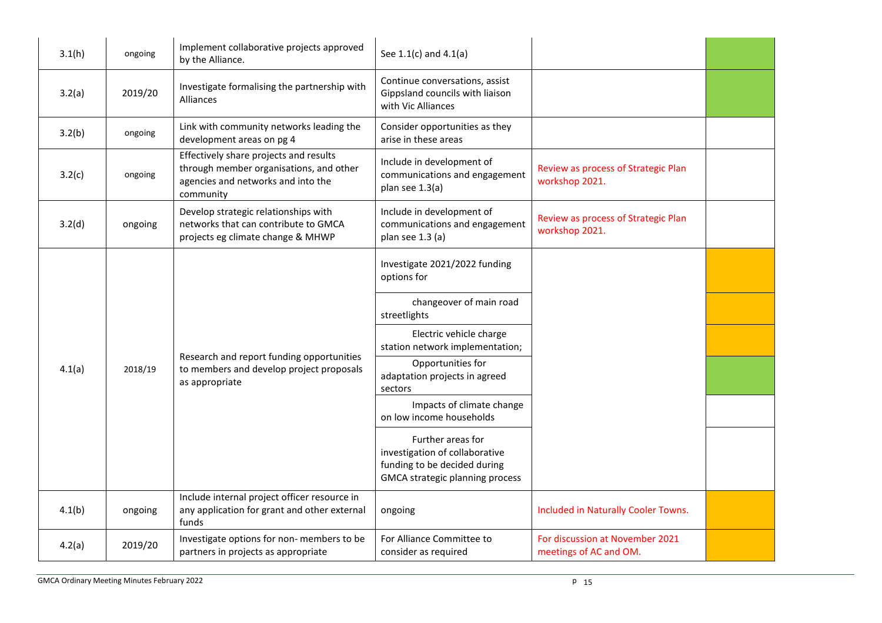| | | | | | |
|---|---|---|---|---|---|
| 3.1(h) | ongoing | Implement collaborative projects approved by the Alliance. | See 1.1(c) and 4.1(a) | | |
| 3.2(a) | 2019/20 | Investigate formalising the partnership with Alliances | Continue conversations, assist Gippsland councils with liaison with Vic Alliances | | |
| 3.2(b) | ongoing | Link with community networks leading the development areas on pg 4 | Consider opportunities as they arise in these areas | | |
| 3.2(c) | ongoing | Effectively share projects and results through member organisations, and other agencies and networks and into the community | Include in development of communications and engagement plan see 1.3(a) | Review as process of Strategic Plan workshop 2021. | |
| 3.2(d) | ongoing | Develop strategic relationships with networks that can contribute to GMCA projects eg climate change & MHWP | Include in development of communications and engagement plan see 1.3 (a) | Review as process of Strategic Plan workshop 2021. | |
| 4.1(a) | 2018/19 | Research and report funding opportunities to members and develop project proposals as appropriate | Investigate 2021/2022 funding options for | | |
| | | | changeover of main road streetlights | | |
| | | | Electric vehicle charge station network implementation; | | |
| | | | Opportunities for adaptation projects in agreed sectors | | |
| | | | Impacts of climate change on low income households | | |
| | | | Further areas for investigation of collaborative funding to be decided during GMCA strategic planning process | | |
| 4.1(b) | ongoing | Include internal project officer resource in any application for grant and other external funds | ongoing | Included in Naturally Cooler Towns. | |
| 4.2(a) | 2019/20 | Investigate options for non- members to be partners in projects as appropriate | For Alliance Committee to consider as required | For discussion at November 2021 meetings of AC and OM. | |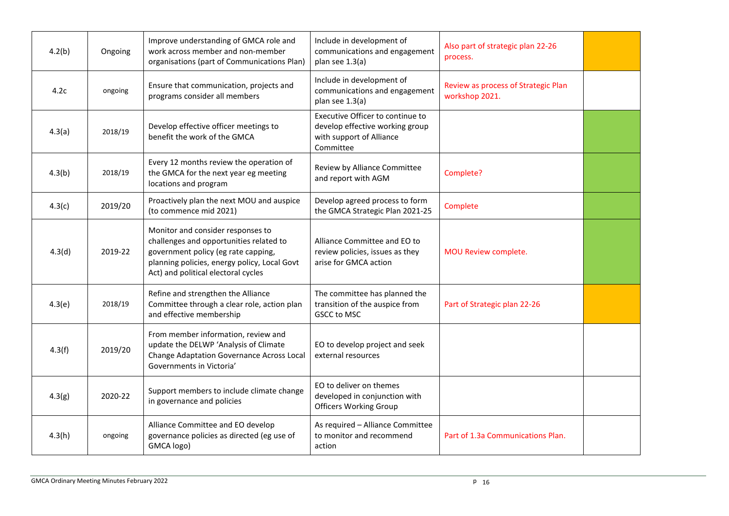| | | | | | |
|---|---|---|---|---|---|
| 4.2(b) | Ongoing | Improve understanding of GMCA role and work across member and non-member organisations (part of Communications Plan) | Include in development of communications and engagement plan see 1.3(a) | Also part of strategic plan 22-26 process. | |
| 4.2c | ongoing | Ensure that communication, projects and programs consider all members | Include in development of communications and engagement plan see 1.3(a) | Review as process of Strategic Plan workshop 2021. | |
| 4.3(a) | 2018/19 | Develop effective officer meetings to benefit the work of the GMCA | Executive Officer to continue to develop effective working group with support of Alliance Committee | | |
| 4.3(b) | 2018/19 | Every 12 months review the operation of the GMCA for the next year eg meeting locations and program | Review by Alliance Committee and report with AGM | Complete? | |
| 4.3(c) | 2019/20 | Proactively plan the next MOU and auspice (to commence mid 2021) | Develop agreed process to form the GMCA Strategic Plan 2021-25 | Complete | |
| 4.3(d) | 2019-22 | Monitor and consider responses to challenges and opportunities related to government policy (eg rate capping, planning policies, energy policy, Local Govt Act) and political electoral cycles | Alliance Committee and EO to review policies, issues as they arise for GMCA action | MOU Review complete. | |
| 4.3(e) | 2018/19 | Refine and strengthen the Alliance Committee through a clear role, action plan and effective membership | The committee has planned the transition of the auspice from GSCC to MSC | Part of Strategic plan 22-26 | |
| 4.3(f) | 2019/20 | From member information, review and update the DELWP 'Analysis of Climate Change Adaptation Governance Across Local Governments in Victoria' | EO to develop project and seek external resources | | |
| 4.3(g) | 2020-22 | Support members to include climate change in governance and policies | EO to deliver on themes developed in conjunction with Officers Working Group | | |
| 4.3(h) | ongoing | Alliance Committee and EO develop governance policies as directed (eg use of GMCA logo) | As required – Alliance Committee to monitor and recommend action | Part of 1.3a Communications Plan. | |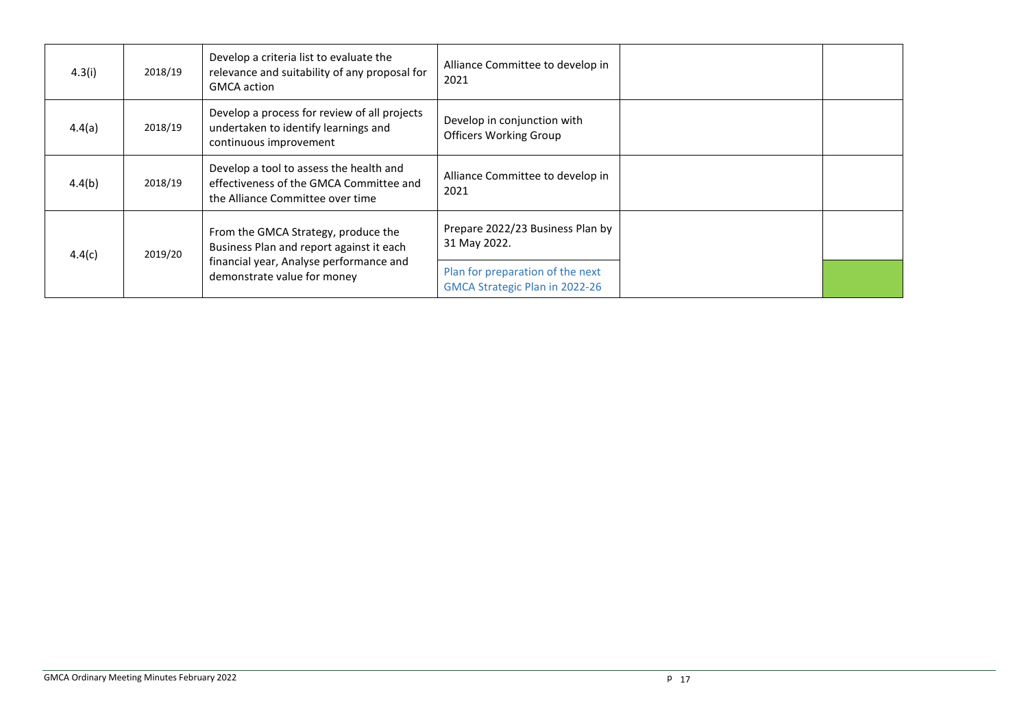| | | | | | |
|---|---|---|---|---|---|
| 4.3(i) | 2018/19 | Develop a criteria list to evaluate the relevance and suitability of any proposal for GMCA action | Alliance Committee to develop in 2021 | | |
| 4.4(a) | 2018/19 | Develop a process for review of all projects undertaken to identify learnings and continuous improvement | Develop in conjunction with Officers Working Group | | |
| 4.4(b) | 2018/19 | Develop a tool to assess the health and effectiveness of the GMCA Committee and the Alliance Committee over time | Alliance Committee to develop in 2021 | | |
| 4.4(c) | 2019/20 | From the GMCA Strategy, produce the Business Plan and report against it each financial year, Analyse performance and demonstrate value for money | Prepare 2022/23 Business Plan by 31 May 2022. | | |
| | | | Plan for preparation of the next GMCA Strategic Plan in 2022-26 | | |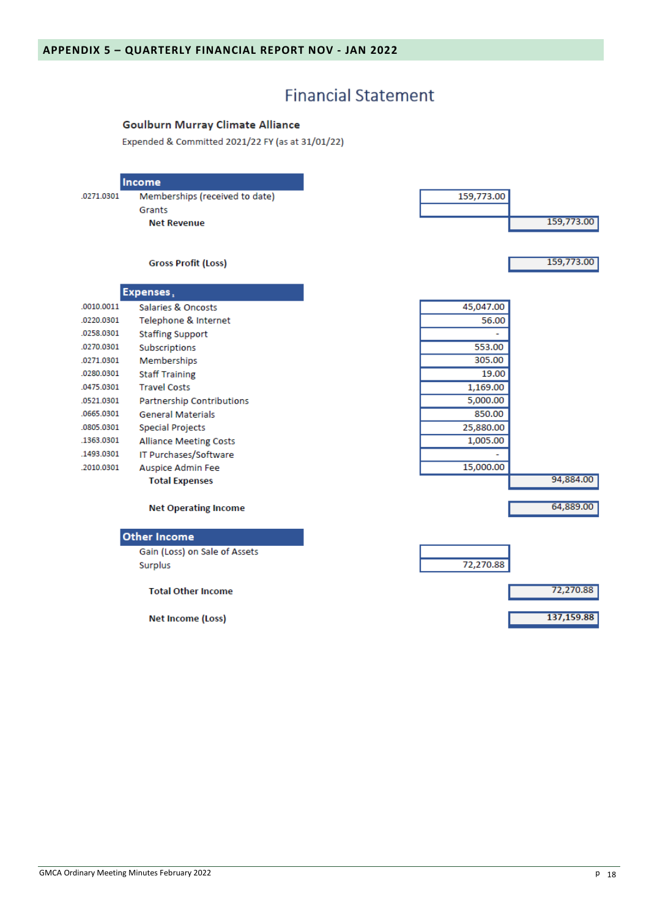## APPENDIX 5 – QUARTERLY FINANCIAL REPORT NOV - JAN 2022

# Financial Statement

**Goulburn Murray Climate Alliance**

Expended & Committed 2021/22 FY (as at 31/01/22)

| | | | |
|---|---|---|---|
| | **Income** | | |
| .0271.0301 | Memberships (received to date) | 159,773.00 | |
| | Grants | | |
| | **Net Revenue** | | 159,773.00 |
| | **Gross Profit (Loss)** | | 159,773.00 |
| | **Expenses** | | |
| .0010.0011 | Salaries & Oncosts | 45,047.00 | |
| .0220.0301 | Telephone & Internet | 56.00 | |
| .0258.0301 | Staffing Support | - | |
| .0270.0301 | Subscriptions | 553.00 | |
| .0271.0301 | Memberships | 305.00 | |
| .0280.0301 | Staff Training | 19.00 | |
| .0475.0301 | Travel Costs | 1,169.00 | |
| .0521.0301 | Partnership Contributions | 5,000.00 | |
| .0665.0301 | General Materials | 850.00 | |
| .0805.0301 | Special Projects | 25,880.00 | |
| .1363.0301 | Alliance Meeting Costs | 1,005.00 | |
| .1493.0301 | IT Purchases/Software | - | |
| .2010.0301 | Auspice Admin Fee | 15,000.00 | |
| | **Total Expenses** | | 94,884.00 |
| | **Net Operating Income** | | 64,889.00 |
| | **Other Income** | | |
| | Gain (Loss) on Sale of Assets | | |
| | Surplus | 72,270.88 | |
| | **Total Other Income** | | 72,270.88 |
| | **Net Income (Loss)** | | 137,159.88 |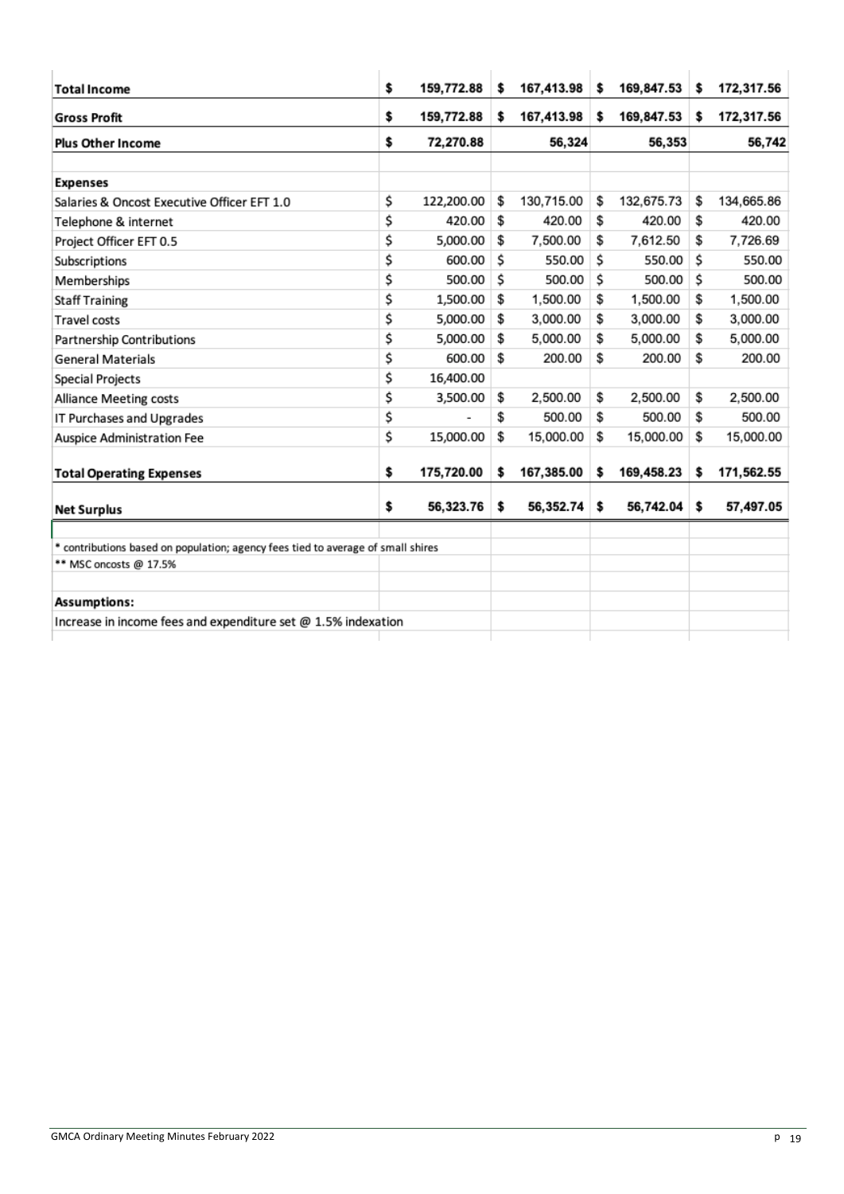| | | | | |
|---|---|---|---|---|
| **Total Income** | **$ 159,772.88** | **$ 167,413.98** | **$ 169,847.53** | **$ 172,317.56** |
| **Gross Profit** | **$ 159,772.88** | **$ 167,413.98** | **$ 169,847.53** | **$ 172,317.56** |
| **Plus Other Income** | **$ 72,270.88** | **56,324** | **56,353** | **56,742** |
| | | | | |
| **Expenses** | | | | |
| Salaries & Oncost Executive Officer EFT 1.0 | $ 122,200.00 | $ 130,715.00 | $ 132,675.73 | $ 134,665.86 |
| Telephone & internet | $ 420.00 | $ 420.00 | $ 420.00 | $ 420.00 |
| Project Officer EFT 0.5 | $ 5,000.00 | $ 7,500.00 | $ 7,612.50 | $ 7,726.69 |
| Subscriptions | $ 600.00 | $ 550.00 | $ 550.00 | $ 550.00 |
| Memberships | $ 500.00 | $ 500.00 | $ 500.00 | $ 500.00 |
| Staff Training | $ 1,500.00 | $ 1,500.00 | $ 1,500.00 | $ 1,500.00 |
| Travel costs | $ 5,000.00 | $ 3,000.00 | $ 3,000.00 | $ 3,000.00 |
| Partnership Contributions | $ 5,000.00 | $ 5,000.00 | $ 5,000.00 | $ 5,000.00 |
| General Materials | $ 600.00 | $ 200.00 | $ 200.00 | $ 200.00 |
| Special Projects | $ 16,400.00 | | | |
| Alliance Meeting costs | $ 3,500.00 | $ 2,500.00 | $ 2,500.00 | $ 2,500.00 |
| IT Purchases and Upgrades | $ - | $ 500.00 | $ 500.00 | $ 500.00 |
| Auspice Administration Fee | $ 15,000.00 | $ 15,000.00 | $ 15,000.00 | $ 15,000.00 |
| **Total Operating Expenses** | **$ 175,720.00** | **$ 167,385.00** | **$ 169,458.23** | **$ 171,562.55** |
| **Net Surplus** | **$ 56,323.76** | **$ 56,352.74** | **$ 56,742.04** | **$ 57,497.05** |

* contributions based on population; agency fees tied to average of small shires

** MSC oncosts @ 17.5%

**Assumptions:**

Increase in income fees and expenditure set @ 1.5% indexation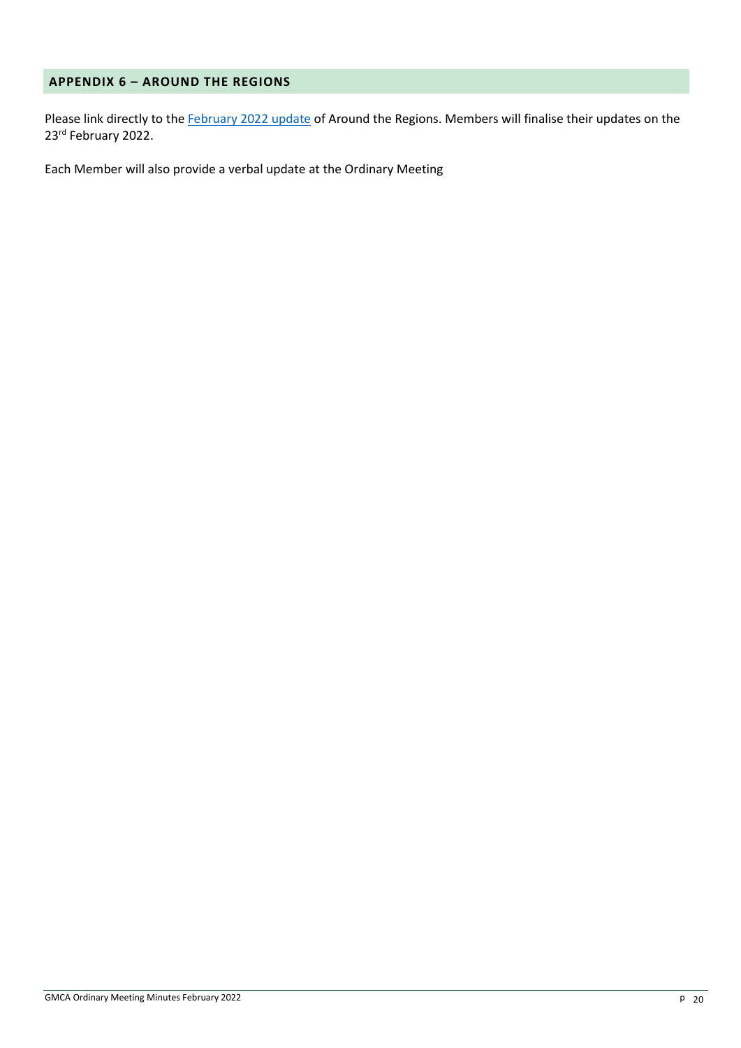## APPENDIX 6 – AROUND THE REGIONS

Please link directly to the February 2022 update of Around the Regions. Members will finalise their updates on the 23rd February 2022.

Each Member will also provide a verbal update at the Ordinary Meeting